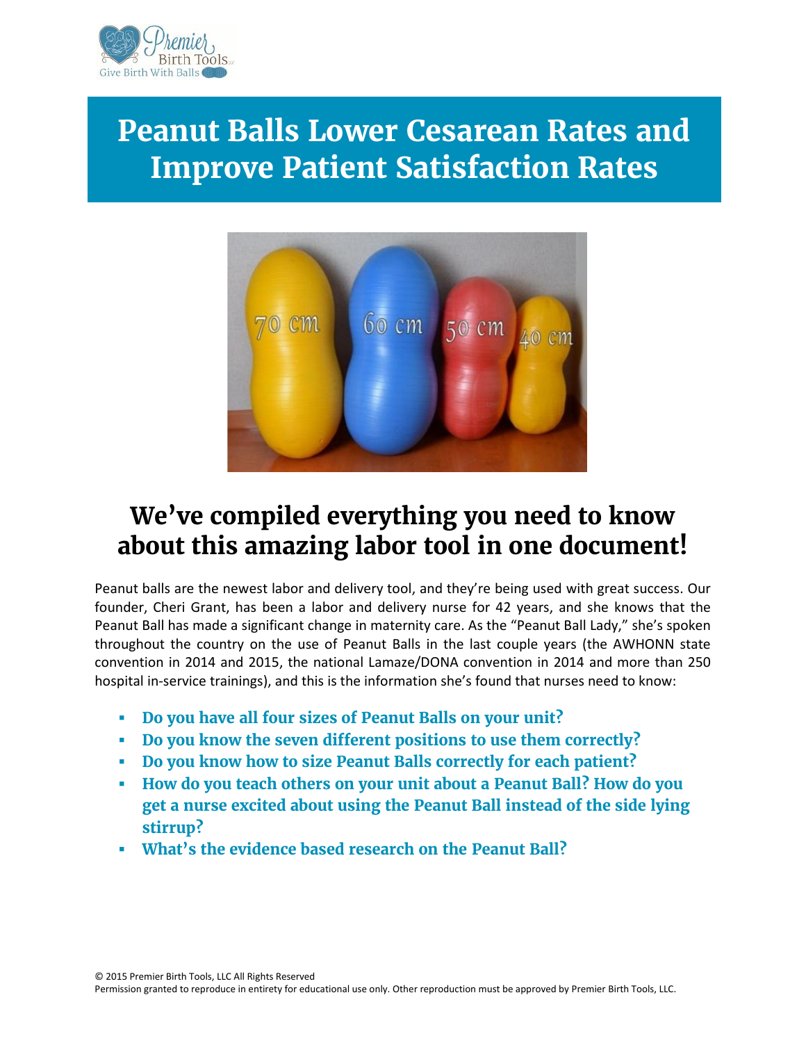# Peanut Balls Lower Cesarean Rates and Improve Patient Satisfaction Rates

## We've compiled everything you need to know about this amazing labor tool in one document!

Peanut balls are the newest labor and delivery tool, and they're being used with great success. Our founder, Cheri Grant, has been a labor and delivery nurse for 42 years, and she knows that the Peanut Ball has made a significant change in maternity care. As the "Peanut Ball Lady," she's spoken throughout the country on the use of Peanut Balls in the last couple years (the AWHONN state convention in 2014 and 2015, the national Lamaze/DONA convention in 2014 and more than 250 hospital in-service trainings), and this is the information she's found that nurses need to know:

- **Do you have all four sizes of Peanut Balls on your unit?**
- **Do you know the seven different positions to use them correctly?**
- **Do you know how to size Peanut Balls correctly for each patient?**
- **How do you teach others on your unit about a Peanut Ball? How do you get a nurse excited about using the Peanut Ball instead of the side lying stirrup?**
- **What's the evidence based research on the Peanut Ball?**

© 2015 Premier Birth Tools, LLC All Rights Reserved
Permission granted to reproduce in entirety for educational use only. Other reproduction must be approved by Premier Birth Tools, LLC.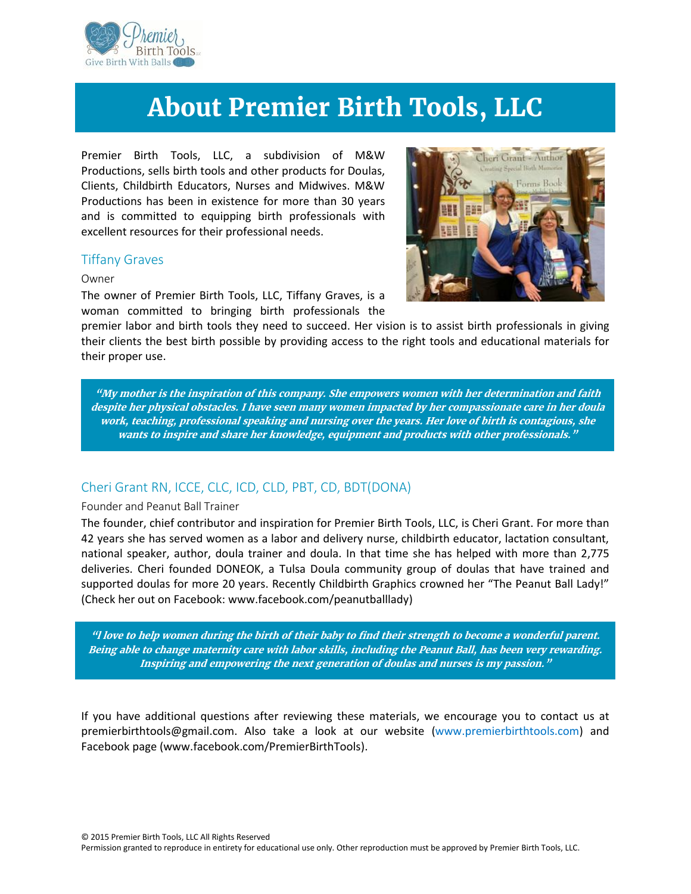# About Premier Birth Tools, LLC

Premier Birth Tools, LLC, a subdivision of M&W Productions, sells birth tools and other products for Doulas, Clients, Childbirth Educators, Nurses and Midwives. M&W Productions has been in existence for more than 30 years and is committed to equipping birth professionals with excellent resources for their professional needs.

## Tiffany Graves

Owner

The owner of Premier Birth Tools, LLC, Tiffany Graves, is a woman committed to bringing birth professionals the premier labor and birth tools they need to succeed. Her vision is to assist birth professionals in giving their clients the best birth possible by providing access to the right tools and educational materials for their proper use.

> ***"My mother is the inspiration of this company. She empowers women with her determination and faith despite her physical obstacles. I have seen many women impacted by her compassionate care in her doula work, teaching, professional speaking and nursing over the years. Her love of birth is contagious, she wants to inspire and share her knowledge, equipment and products with other professionals."***

## Cheri Grant RN, ICCE, CLC, ICD, CLD, PBT, CD, BDT(DONA)

Founder and Peanut Ball Trainer

The founder, chief contributor and inspiration for Premier Birth Tools, LLC, is Cheri Grant. For more than 42 years she has served women as a labor and delivery nurse, childbirth educator, lactation consultant, national speaker, author, doula trainer and doula. In that time she has helped with more than 2,775 deliveries. Cheri founded DONEOK, a Tulsa Doula community group of doulas that have trained and supported doulas for more 20 years. Recently Childbirth Graphics crowned her "The Peanut Ball Lady!" (Check her out on Facebook: www.facebook.com/peanutballlady)

> ***"I love to help women during the birth of their baby to find their strength to become a wonderful parent. Being able to change maternity care with labor skills, including the Peanut Ball, has been very rewarding. Inspiring and empowering the next generation of doulas and nurses is my passion."***

If you have additional questions after reviewing these materials, we encourage you to contact us at premierbirthtools@gmail.com. Also take a look at our website (www.premierbirthtools.com) and Facebook page (www.facebook.com/PremierBirthTools).

© 2015 Premier Birth Tools, LLC All Rights Reserved
Permission granted to reproduce in entirety for educational use only. Other reproduction must be approved by Premier Birth Tools, LLC.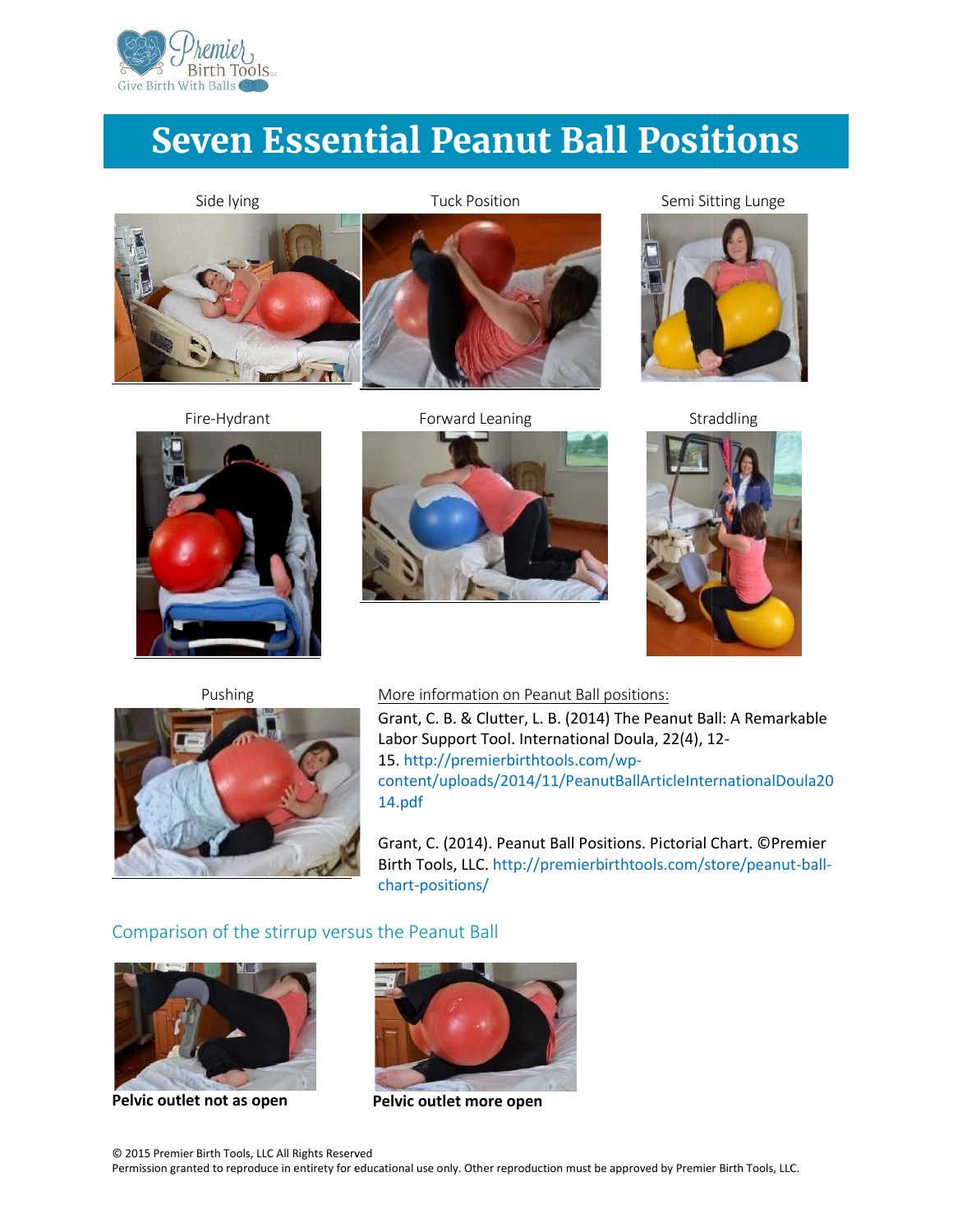# Seven Essential Peanut Ball Positions

Side lying

Tuck Position

Semi Sitting Lunge

Fire-Hydrant

Forward Leaning

Straddling

Pushing

More information on Peanut Ball positions:

Grant, C. B. & Clutter, L. B. (2014) The Peanut Ball: A Remarkable Labor Support Tool. International Doula, 22(4), 12-15. http://premierbirthtools.com/wp-content/uploads/2014/11/PeanutBallArticleInternationalDoula2014.pdf

Grant, C. (2014). Peanut Ball Positions. Pictorial Chart. ©Premier Birth Tools, LLC. http://premierbirthtools.com/store/peanut-ball-chart-positions/

## Comparison of the stirrup versus the Peanut Ball

**Pelvic outlet not as open**

**Pelvic outlet more open**

© 2015 Premier Birth Tools, LLC All Rights Reserved
Permission granted to reproduce in entirety for educational use only. Other reproduction must be approved by Premier Birth Tools, LLC.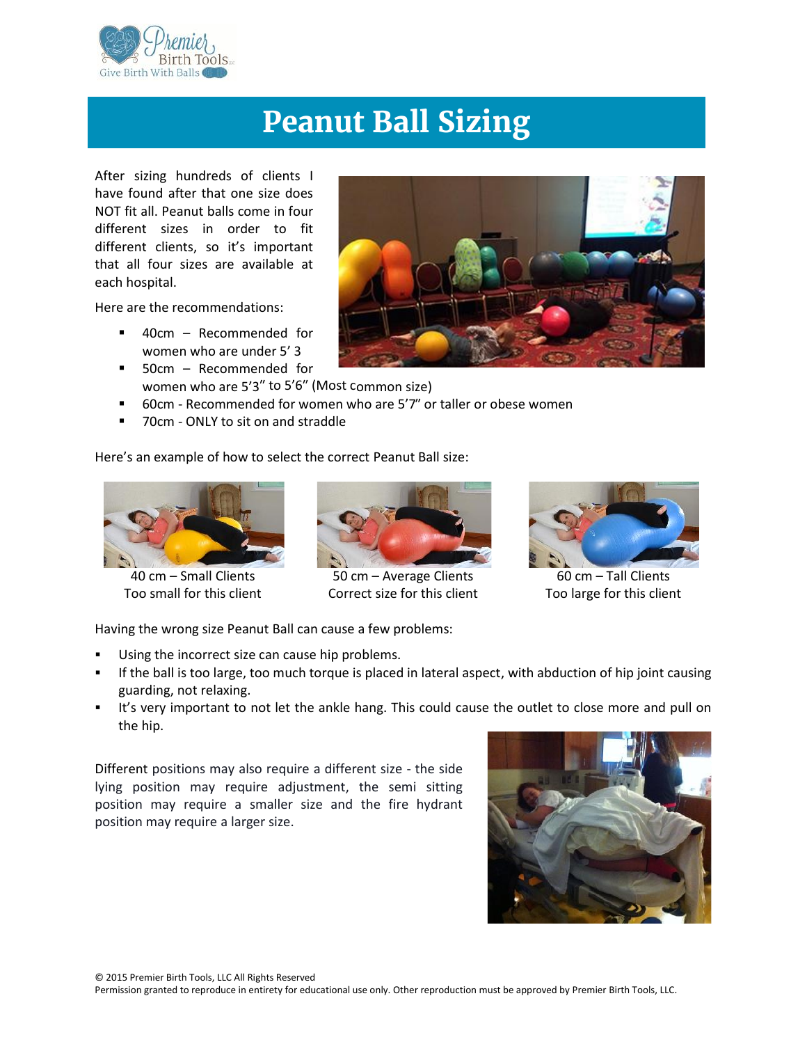# Peanut Ball Sizing

After sizing hundreds of clients I have found after that one size does NOT fit all. Peanut balls come in four different sizes in order to fit different clients, so it's important that all four sizes are available at each hospital.

Here are the recommendations:

- 40cm – Recommended for women who are under 5' 3
- 50cm – Recommended for women who are 5'3" to 5'6" (Most common size)
- 60cm - Recommended for women who are 5'7" or taller or obese women
- 70cm - ONLY to sit on and straddle

Here's an example of how to select the correct Peanut Ball size:

40 cm – Small Clients
Too small for this client

50 cm – Average Clients
Correct size for this client

60 cm – Tall Clients
Too large for this client

Having the wrong size Peanut Ball can cause a few problems:

- Using the incorrect size can cause hip problems.
- If the ball is too large, too much torque is placed in lateral aspect, with abduction of hip joint causing guarding, not relaxing.
- It's very important to not let the ankle hang. This could cause the outlet to close more and pull on the hip.

Different positions may also require a different size - the side lying position may require adjustment, the semi sitting position may require a smaller size and the fire hydrant position may require a larger size.

© 2015 Premier Birth Tools, LLC All Rights Reserved
Permission granted to reproduce in entirety for educational use only. Other reproduction must be approved by Premier Birth Tools, LLC.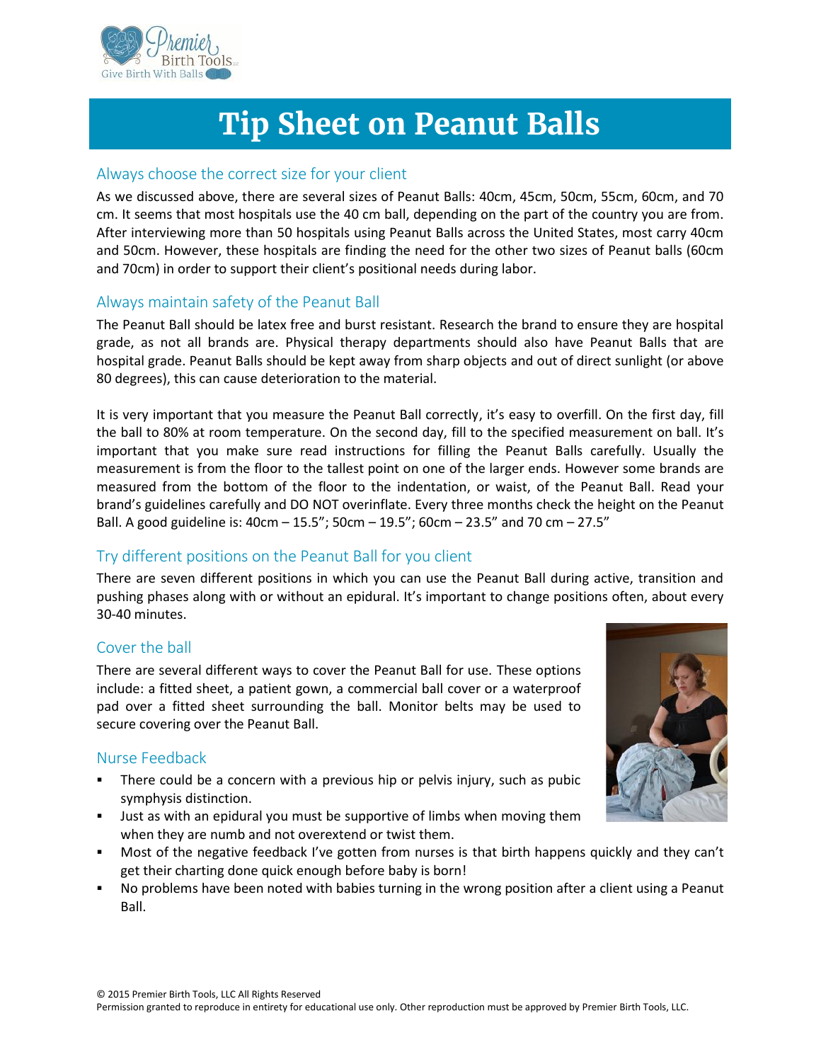# Tip Sheet on Peanut Balls

## Always choose the correct size for your client

As we discussed above, there are several sizes of Peanut Balls: 40cm, 45cm, 50cm, 55cm, 60cm, and 70 cm. It seems that most hospitals use the 40 cm ball, depending on the part of the country you are from. After interviewing more than 50 hospitals using Peanut Balls across the United States, most carry 40cm and 50cm. However, these hospitals are finding the need for the other two sizes of Peanut balls (60cm and 70cm) in order to support their client's positional needs during labor.

## Always maintain safety of the Peanut Ball

The Peanut Ball should be latex free and burst resistant. Research the brand to ensure they are hospital grade, as not all brands are. Physical therapy departments should also have Peanut Balls that are hospital grade. Peanut Balls should be kept away from sharp objects and out of direct sunlight (or above 80 degrees), this can cause deterioration to the material.

It is very important that you measure the Peanut Ball correctly, it's easy to overfill. On the first day, fill the ball to 80% at room temperature. On the second day, fill to the specified measurement on ball. It's important that you make sure read instructions for filling the Peanut Balls carefully. Usually the measurement is from the floor to the tallest point on one of the larger ends. However some brands are measured from the bottom of the floor to the indentation, or waist, of the Peanut Ball. Read your brand's guidelines carefully and DO NOT overinflate. Every three months check the height on the Peanut Ball. A good guideline is: 40cm – 15.5"; 50cm – 19.5"; 60cm – 23.5" and 70 cm – 27.5"

## Try different positions on the Peanut Ball for you client

There are seven different positions in which you can use the Peanut Ball during active, transition and pushing phases along with or without an epidural. It's important to change positions often, about every 30-40 minutes.

## Cover the ball

There are several different ways to cover the Peanut Ball for use. These options include: a fitted sheet, a patient gown, a commercial ball cover or a waterproof pad over a fitted sheet surrounding the ball. Monitor belts may be used to secure covering over the Peanut Ball.

## Nurse Feedback

- There could be a concern with a previous hip or pelvis injury, such as pubic symphysis distinction.
- Just as with an epidural you must be supportive of limbs when moving them when they are numb and not overextend or twist them.
- Most of the negative feedback I've gotten from nurses is that birth happens quickly and they can't get their charting done quick enough before baby is born!
- No problems have been noted with babies turning in the wrong position after a client using a Peanut Ball.

© 2015 Premier Birth Tools, LLC All Rights Reserved
Permission granted to reproduce in entirety for educational use only. Other reproduction must be approved by Premier Birth Tools, LLC.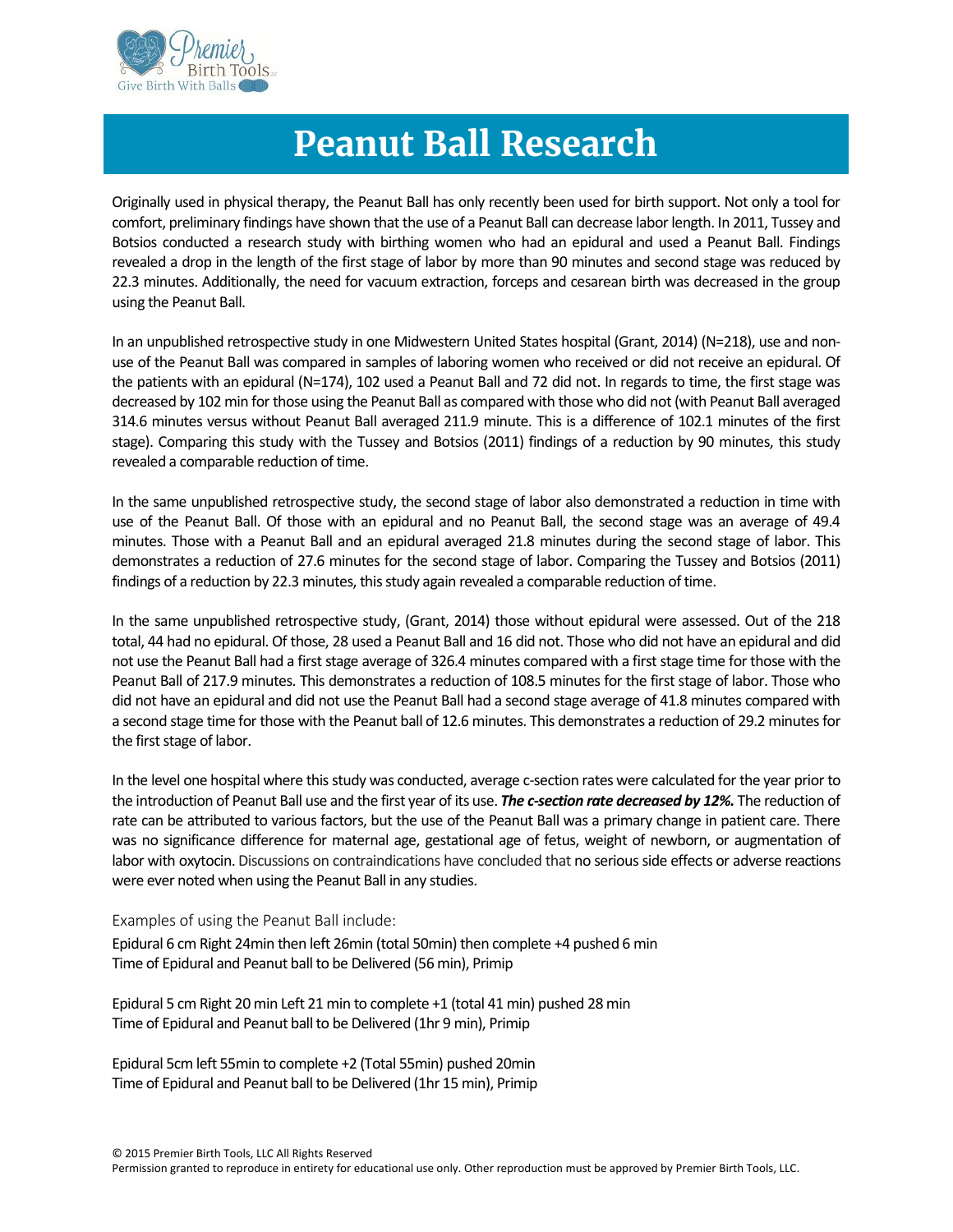# Peanut Ball Research

Originally used in physical therapy, the Peanut Ball has only recently been used for birth support. Not only a tool for comfort, preliminary findings have shown that the use of a Peanut Ball can decrease labor length. In 2011, Tussey and Botsios conducted a research study with birthing women who had an epidural and used a Peanut Ball. Findings revealed a drop in the length of the first stage of labor by more than 90 minutes and second stage was reduced by 22.3 minutes. Additionally, the need for vacuum extraction, forceps and cesarean birth was decreased in the group using the Peanut Ball.

In an unpublished retrospective study in one Midwestern United States hospital (Grant, 2014) (N=218), use and non-use of the Peanut Ball was compared in samples of laboring women who received or did not receive an epidural. Of the patients with an epidural (N=174), 102 used a Peanut Ball and 72 did not. In regards to time, the first stage was decreased by 102 min for those using the Peanut Ball as compared with those who did not (with Peanut Ball averaged 314.6 minutes versus without Peanut Ball averaged 211.9 minute. This is a difference of 102.1 minutes of the first stage). Comparing this study with the Tussey and Botsios (2011) findings of a reduction by 90 minutes, this study revealed a comparable reduction of time.

In the same unpublished retrospective study, the second stage of labor also demonstrated a reduction in time with use of the Peanut Ball. Of those with an epidural and no Peanut Ball, the second stage was an average of 49.4 minutes. Those with a Peanut Ball and an epidural averaged 21.8 minutes during the second stage of labor. This demonstrates a reduction of 27.6 minutes for the second stage of labor. Comparing the Tussey and Botsios (2011) findings of a reduction by 22.3 minutes, this study again revealed a comparable reduction of time.

In the same unpublished retrospective study, (Grant, 2014) those without epidural were assessed. Out of the 218 total, 44 had no epidural. Of those, 28 used a Peanut Ball and 16 did not. Those who did not have an epidural and did not use the Peanut Ball had a first stage average of 326.4 minutes compared with a first stage time for those with the Peanut Ball of 217.9 minutes. This demonstrates a reduction of 108.5 minutes for the first stage of labor. Those who did not have an epidural and did not use the Peanut Ball had a second stage average of 41.8 minutes compared with a second stage time for those with the Peanut ball of 12.6 minutes. This demonstrates a reduction of 29.2 minutes for the first stage of labor.

In the level one hospital where this study was conducted, average c-section rates were calculated for the year prior to the introduction of Peanut Ball use and the first year of its use. ***The c-section rate decreased by 12%.*** The reduction of rate can be attributed to various factors, but the use of the Peanut Ball was a primary change in patient care. There was no significance difference for maternal age, gestational age of fetus, weight of newborn, or augmentation of labor with oxytocin. Discussions on contraindications have concluded that no serious side effects or adverse reactions were ever noted when using the Peanut Ball in any studies.

Examples of using the Peanut Ball include:

Epidural 6 cm Right 24min then left 26min (total 50min) then complete +4 pushed 6 min
Time of Epidural and Peanut ball to be Delivered (56 min), Primip

Epidural 5 cm Right 20 min Left 21 min to complete +1 (total 41 min) pushed 28 min
Time of Epidural and Peanut ball to be Delivered (1hr 9 min), Primip

Epidural 5cm left 55min to complete +2 (Total 55min) pushed 20min
Time of Epidural and Peanut ball to be Delivered (1hr 15 min), Primip

© 2015 Premier Birth Tools, LLC All Rights Reserved
Permission granted to reproduce in entirety for educational use only. Other reproduction must be approved by Premier Birth Tools, LLC.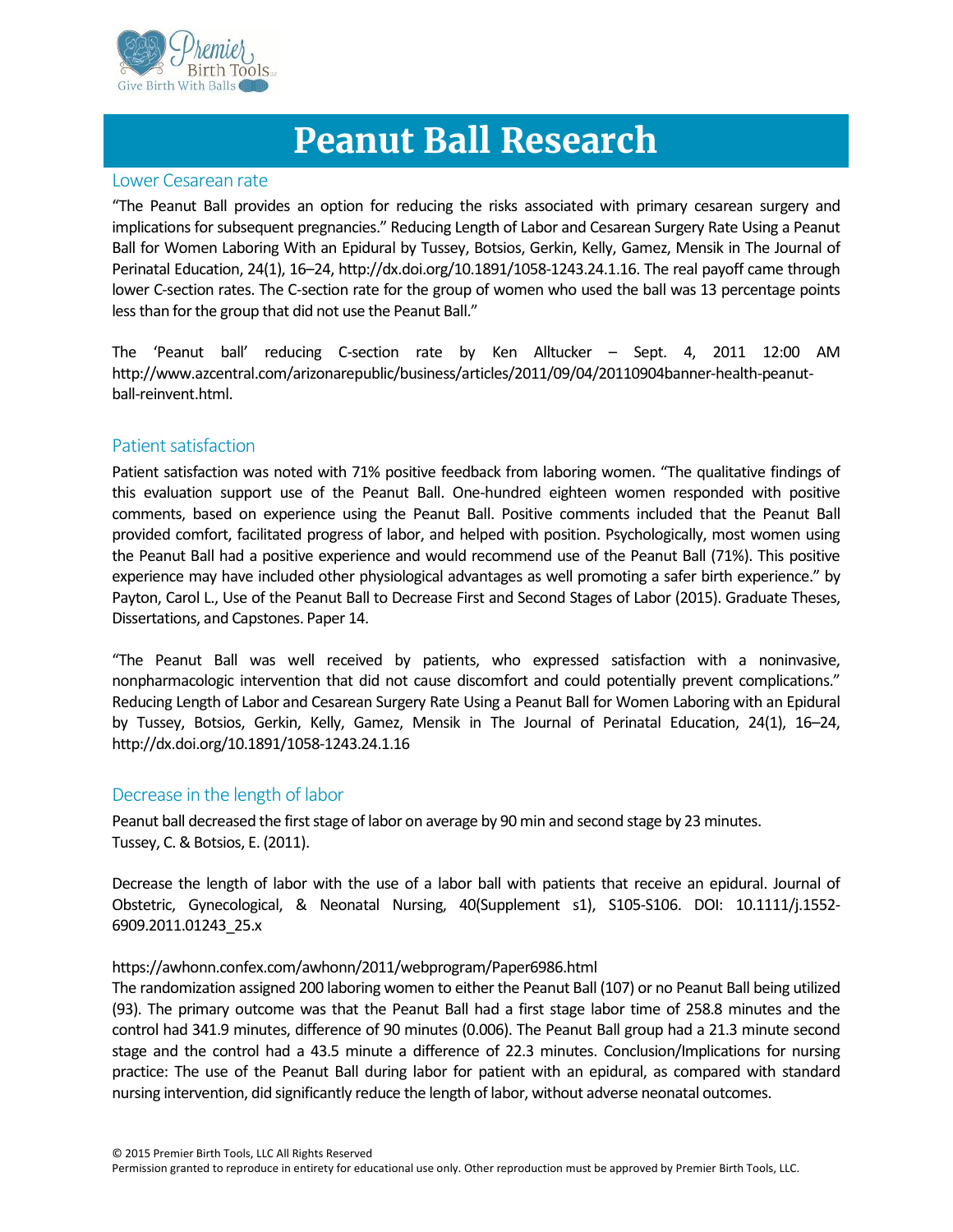# Peanut Ball Research

## Lower Cesarean rate

"The Peanut Ball provides an option for reducing the risks associated with primary cesarean surgery and implications for subsequent pregnancies." Reducing Length of Labor and Cesarean Surgery Rate Using a Peanut Ball for Women Laboring With an Epidural by Tussey, Botsios, Gerkin, Kelly, Gamez, Mensik in The Journal of Perinatal Education, 24(1), 16–24, http://dx.doi.org/10.1891/1058-1243.24.1.16. The real payoff came through lower C-section rates. The C-section rate for the group of women who used the ball was 13 percentage points less than for the group that did not use the Peanut Ball."

The 'Peanut ball' reducing C-section rate by Ken Alltucker – Sept. 4, 2011 12:00 AM http://www.azcentral.com/arizonarepublic/business/articles/2011/09/04/20110904banner-health-peanut-ball-reinvent.html.

## Patient satisfaction

Patient satisfaction was noted with 71% positive feedback from laboring women. "The qualitative findings of this evaluation support use of the Peanut Ball. One-hundred eighteen women responded with positive comments, based on experience using the Peanut Ball. Positive comments included that the Peanut Ball provided comfort, facilitated progress of labor, and helped with position. Psychologically, most women using the Peanut Ball had a positive experience and would recommend use of the Peanut Ball (71%). This positive experience may have included other physiological advantages as well promoting a safer birth experience." by Payton, Carol L., Use of the Peanut Ball to Decrease First and Second Stages of Labor (2015). Graduate Theses, Dissertations, and Capstones. Paper 14.

"The Peanut Ball was well received by patients, who expressed satisfaction with a noninvasive, nonpharmacologic intervention that did not cause discomfort and could potentially prevent complications." Reducing Length of Labor and Cesarean Surgery Rate Using a Peanut Ball for Women Laboring with an Epidural by Tussey, Botsios, Gerkin, Kelly, Gamez, Mensik in The Journal of Perinatal Education, 24(1), 16–24, http://dx.doi.org/10.1891/1058-1243.24.1.16

## Decrease in the length of labor

Peanut ball decreased the first stage of labor on average by 90 min and second stage by 23 minutes. Tussey, C. & Botsios, E. (2011).

Decrease the length of labor with the use of a labor ball with patients that receive an epidural. Journal of Obstetric, Gynecological, & Neonatal Nursing, 40(Supplement s1), S105-S106. DOI: 10.1111/j.1552-6909.2011.01243_25.x

https://awhonn.confex.com/awhonn/2011/webprogram/Paper6986.html
The randomization assigned 200 laboring women to either the Peanut Ball (107) or no Peanut Ball being utilized (93). The primary outcome was that the Peanut Ball had a first stage labor time of 258.8 minutes and the control had 341.9 minutes, difference of 90 minutes (0.006). The Peanut Ball group had a 21.3 minute second stage and the control had a 43.5 minute a difference of 22.3 minutes. Conclusion/Implications for nursing practice: The use of the Peanut Ball during labor for patient with an epidural, as compared with standard nursing intervention, did significantly reduce the length of labor, without adverse neonatal outcomes.

© 2015 Premier Birth Tools, LLC All Rights Reserved
Permission granted to reproduce in entirety for educational use only. Other reproduction must be approved by Premier Birth Tools, LLC.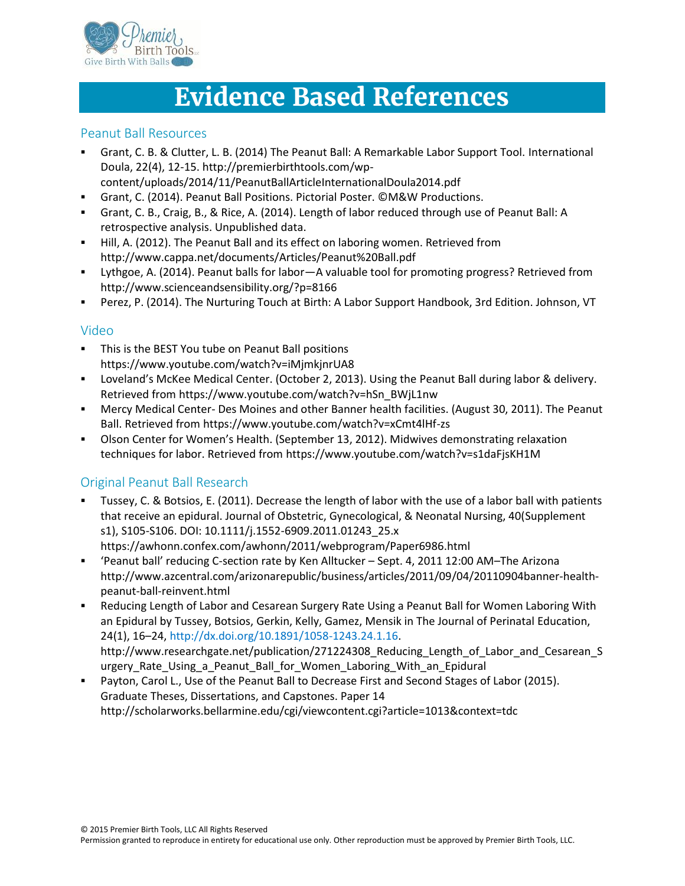# Evidence Based References

## Peanut Ball Resources

- Grant, C. B. & Clutter, L. B. (2014) The Peanut Ball: A Remarkable Labor Support Tool. International Doula, 22(4), 12-15. http://premierbirthtools.com/wp-content/uploads/2014/11/PeanutBallArticleInternationalDoula2014.pdf
- Grant, C. (2014). Peanut Ball Positions. Pictorial Poster. ©M&W Productions.
- Grant, C. B., Craig, B., & Rice, A. (2014). Length of labor reduced through use of Peanut Ball: A retrospective analysis. Unpublished data.
- Hill, A. (2012). The Peanut Ball and its effect on laboring women. Retrieved from http://www.cappa.net/documents/Articles/Peanut%20Ball.pdf
- Lythgoe, A. (2014). Peanut balls for labor—A valuable tool for promoting progress? Retrieved from http://www.scienceandsensibility.org/?p=8166
- Perez, P. (2014). The Nurturing Touch at Birth: A Labor Support Handbook, 3rd Edition. Johnson, VT

## Video

- This is the BEST You tube on Peanut Ball positions https://www.youtube.com/watch?v=iMjmkjnrUA8
- Loveland's McKee Medical Center. (October 2, 2013). Using the Peanut Ball during labor & delivery. Retrieved from https://www.youtube.com/watch?v=hSn_BWjL1nw
- Mercy Medical Center- Des Moines and other Banner health facilities. (August 30, 2011). The Peanut Ball. Retrieved from https://www.youtube.com/watch?v=xCmt4lHf-zs
- Olson Center for Women's Health. (September 13, 2012). Midwives demonstrating relaxation techniques for labor. Retrieved from https://www.youtube.com/watch?v=s1daFjsKH1M

## Original Peanut Ball Research

- Tussey, C. & Botsios, E. (2011). Decrease the length of labor with the use of a labor ball with patients that receive an epidural. Journal of Obstetric, Gynecological, & Neonatal Nursing, 40(Supplement s1), S105-S106. DOI: 10.1111/j.1552-6909.2011.01243_25.x https://awhonn.confex.com/awhonn/2011/webprogram/Paper6986.html
- 'Peanut ball' reducing C-section rate by Ken Alltucker – Sept. 4, 2011 12:00 AM–The Arizona http://www.azcentral.com/arizonarepublic/business/articles/2011/09/04/20110904banner-health-peanut-ball-reinvent.html
- Reducing Length of Labor and Cesarean Surgery Rate Using a Peanut Ball for Women Laboring With an Epidural by Tussey, Botsios, Gerkin, Kelly, Gamez, Mensik in The Journal of Perinatal Education, 24(1), 16–24, http://dx.doi.org/10.1891/1058-1243.24.1.16. http://www.researchgate.net/publication/271224308_Reducing_Length_of_Labor_and_Cesarean_Surgery_Rate_Using_a_Peanut_Ball_for_Women_Laboring_With_an_Epidural
- Payton, Carol L., Use of the Peanut Ball to Decrease First and Second Stages of Labor (2015). Graduate Theses, Dissertations, and Capstones. Paper 14 http://scholarworks.bellarmine.edu/cgi/viewcontent.cgi?article=1013&context=tdc

© 2015 Premier Birth Tools, LLC All Rights Reserved
Permission granted to reproduce in entirety for educational use only. Other reproduction must be approved by Premier Birth Tools, LLC.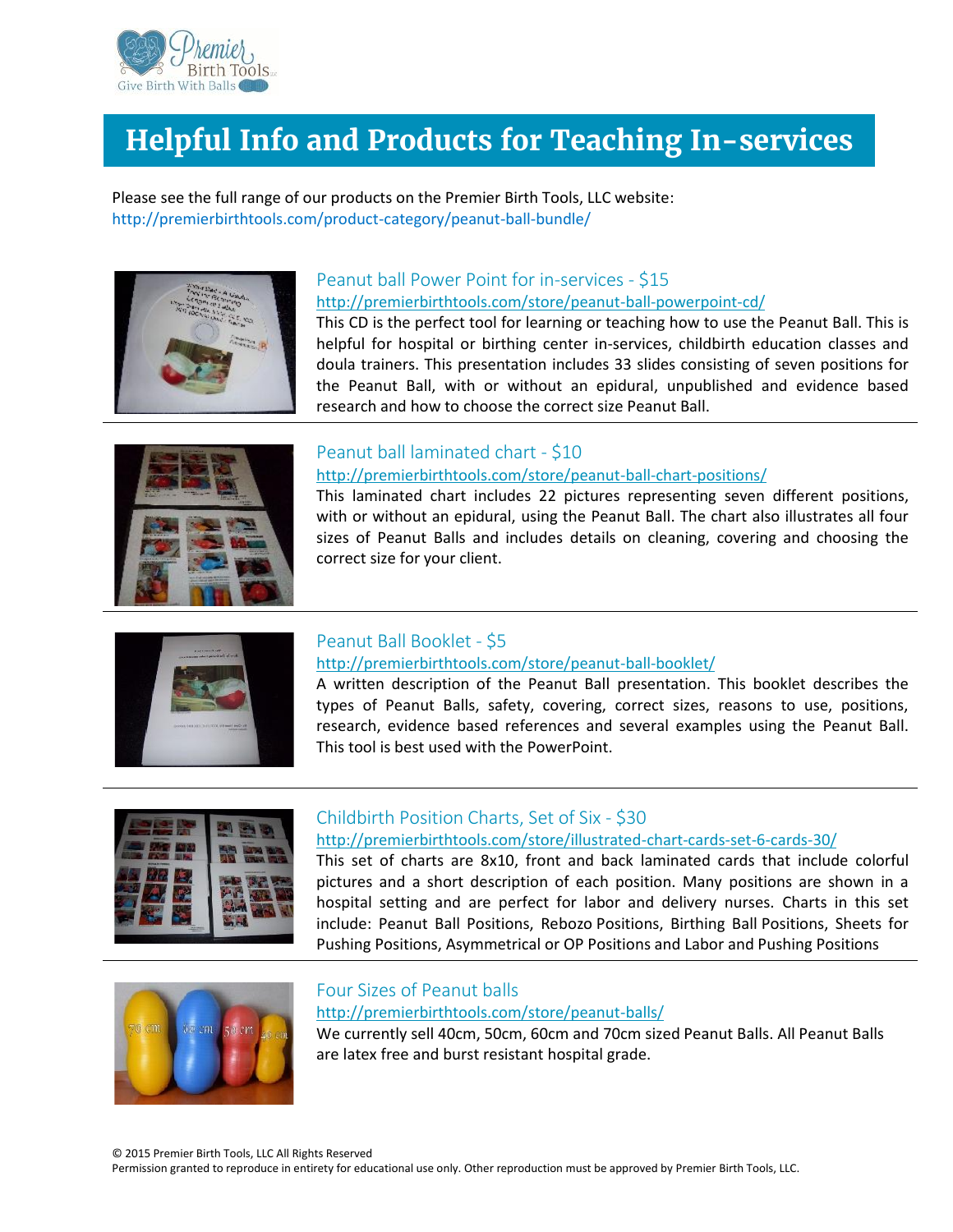# Helpful Info and Products for Teaching In-services

Please see the full range of our products on the Premier Birth Tools, LLC website:
http://premierbirthtools.com/product-category/peanut-ball-bundle/

### Peanut ball Power Point for in-services - $15

http://premierbirthtools.com/store/peanut-ball-powerpoint-cd/

This CD is the perfect tool for learning or teaching how to use the Peanut Ball. This is helpful for hospital or birthing center in-services, childbirth education classes and doula trainers. This presentation includes 33 slides consisting of seven positions for the Peanut Ball, with or without an epidural, unpublished and evidence based research and how to choose the correct size Peanut Ball.

---

### Peanut ball laminated chart - $10

http://premierbirthtools.com/store/peanut-ball-chart-positions/

This laminated chart includes 22 pictures representing seven different positions, with or without an epidural, using the Peanut Ball. The chart also illustrates all four sizes of Peanut Balls and includes details on cleaning, covering and choosing the correct size for your client.

---

### Peanut Ball Booklet - $5

http://premierbirthtools.com/store/peanut-ball-booklet/

A written description of the Peanut Ball presentation. This booklet describes the types of Peanut Balls, safety, covering, correct sizes, reasons to use, positions, research, evidence based references and several examples using the Peanut Ball. This tool is best used with the PowerPoint.

---

### Childbirth Position Charts, Set of Six - $30

http://premierbirthtools.com/store/illustrated-chart-cards-set-6-cards-30/

This set of charts are 8x10, front and back laminated cards that include colorful pictures and a short description of each position. Many positions are shown in a hospital setting and are perfect for labor and delivery nurses. Charts in this set include: Peanut Ball Positions, Rebozo Positions, Birthing Ball Positions, Sheets for Pushing Positions, Asymmetrical or OP Positions and Labor and Pushing Positions

---

### Four Sizes of Peanut balls

http://premierbirthtools.com/store/peanut-balls/

We currently sell 40cm, 50cm, 60cm and 70cm sized Peanut Balls. All Peanut Balls are latex free and burst resistant hospital grade.

© 2015 Premier Birth Tools, LLC All Rights Reserved
Permission granted to reproduce in entirety for educational use only. Other reproduction must be approved by Premier Birth Tools, LLC.